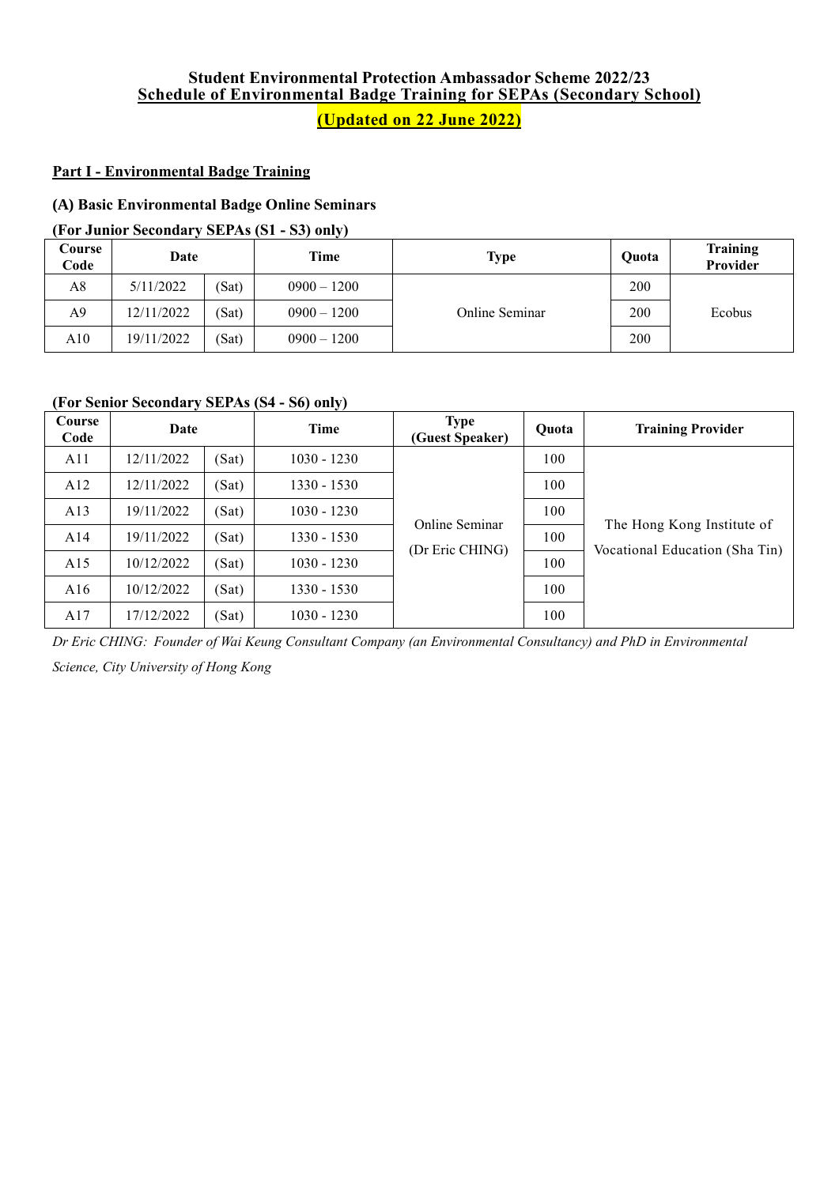**Student Environmental Protection Ambassador Scheme 2022/23**

**Schedule of Environmental Badge Training for SEPAs (Secondary School)**

**(Updated on 22 June 2022)**

## Part I - Environmental Badge Training

### (A) Basic Environmental Badge Online Seminars

**(For Junior Secondary SEPAs (S1 - S3) only)**

| Course Code | Date | | Time | Type | Quota | Training Provider |
|---|---|---|---|---|---|---|
| A8 | 5/11/2022 | (Sat) | 0900 – 1200 | Online Seminar | 200 | Ecobus |
| A9 | 12/11/2022 | (Sat) | 0900 – 1200 | | 200 | |
| A10 | 19/11/2022 | (Sat) | 0900 – 1200 | | 200 | |

**(For Senior Secondary SEPAs (S4 - S6) only)**

| Course Code | Date | | Time | Type (Guest Speaker) | Quota | Training Provider |
|---|---|---|---|---|---|---|
| A11 | 12/11/2022 | (Sat) | 1030 - 1230 | Online Seminar (Dr Eric CHING) | 100 | The Hong Kong Institute of Vocational Education (Sha Tin) |
| A12 | 12/11/2022 | (Sat) | 1330 - 1530 | | 100 | |
| A13 | 19/11/2022 | (Sat) | 1030 - 1230 | | 100 | |
| A14 | 19/11/2022 | (Sat) | 1330 - 1530 | | 100 | |
| A15 | 10/12/2022 | (Sat) | 1030 - 1230 | | 100 | |
| A16 | 10/12/2022 | (Sat) | 1330 - 1530 | | 100 | |
| A17 | 17/12/2022 | (Sat) | 1030 - 1230 | | 100 | |

*Dr Eric CHING: Founder of Wai Keung Consultant Company (an Environmental Consultancy) and PhD in Environmental Science, City University of Hong Kong*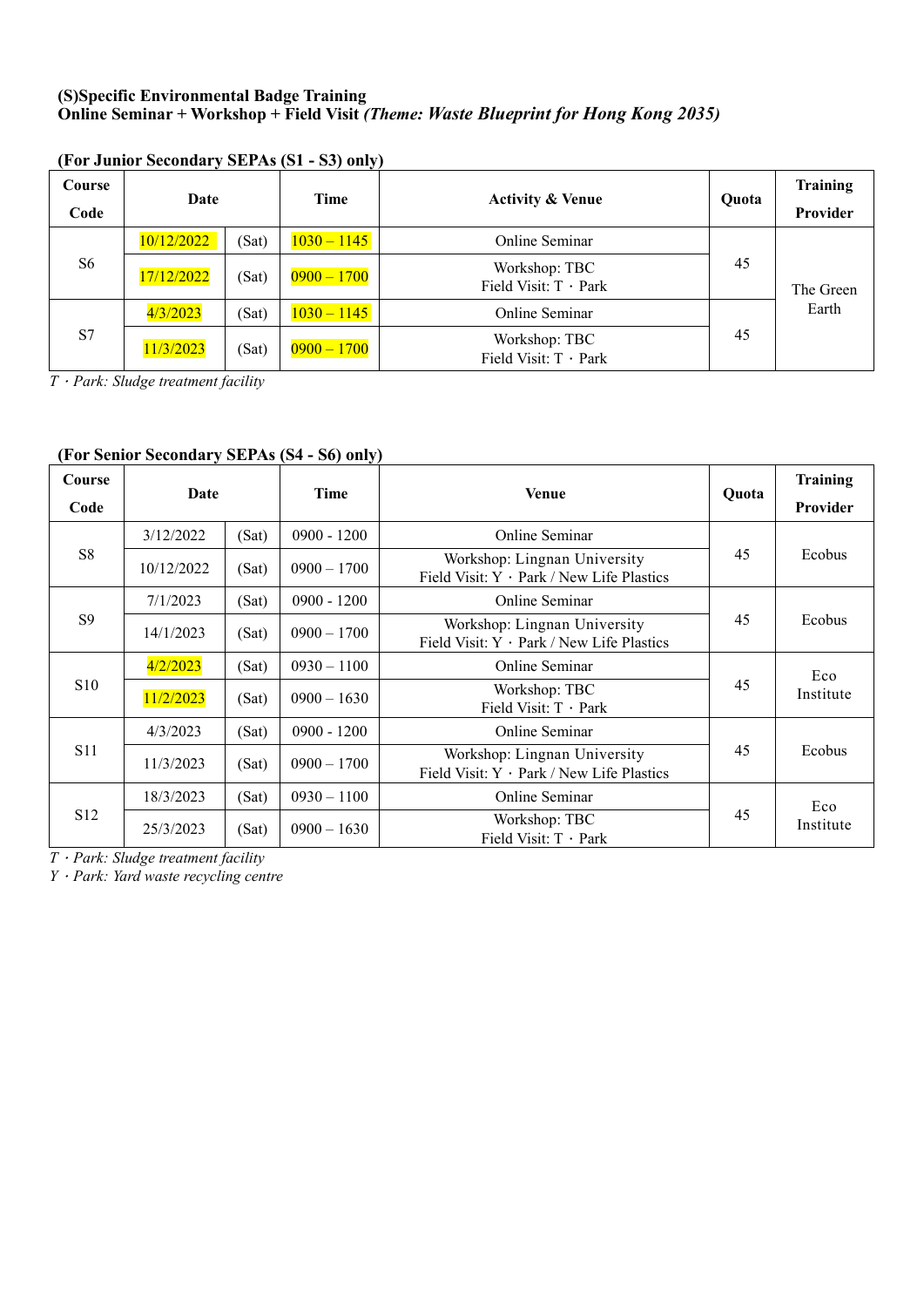**(S)Specific Environmental Badge Training**
**Online Seminar + Workshop + Field Visit** ***(Theme: Waste Blueprint for Hong Kong 2035)***

**(For Junior Secondary SEPAs (S1 - S3) only)**

| Course Code | Date | | Time | Activity & Venue | Quota | Training Provider |
|---|---|---|---|---|---|---|
| S6 | 10/12/2022 | (Sat) | 1030 – 1145 | Online Seminar | 45 | The Green Earth |
| | 17/12/2022 | (Sat) | 0900 – 1700 | Workshop: TBC<br>Field Visit: T・Park | | |
| S7 | 4/3/2023 | (Sat) | 1030 – 1145 | Online Seminar | 45 | |
| | 11/3/2023 | (Sat) | 0900 – 1700 | Workshop: TBC<br>Field Visit: T・Park | | |

*T・Park: Sludge treatment facility*

**(For Senior Secondary SEPAs (S4 - S6) only)**

| Course Code | Date | | Time | Venue | Quota | Training Provider |
|---|---|---|---|---|---|---|
| S8 | 3/12/2022 | (Sat) | 0900 - 1200 | Online Seminar | 45 | Ecobus |
| | 10/12/2022 | (Sat) | 0900 – 1700 | Workshop: Lingnan University<br>Field Visit: Y・Park / New Life Plastics | | |
| S9 | 7/1/2023 | (Sat) | 0900 - 1200 | Online Seminar | 45 | Ecobus |
| | 14/1/2023 | (Sat) | 0900 – 1700 | Workshop: Lingnan University<br>Field Visit: Y・Park / New Life Plastics | | |
| S10 | 4/2/2023 | (Sat) | 0930 – 1100 | Online Seminar | 45 | Eco Institute |
| | 11/2/2023 | (Sat) | 0900 – 1630 | Workshop: TBC<br>Field Visit: T・Park | | |
| S11 | 4/3/2023 | (Sat) | 0900 - 1200 | Online Seminar | 45 | Ecobus |
| | 11/3/2023 | (Sat) | 0900 – 1700 | Workshop: Lingnan University<br>Field Visit: Y・Park / New Life Plastics | | |
| S12 | 18/3/2023 | (Sat) | 0930 – 1100 | Online Seminar | 45 | Eco Institute |
| | 25/3/2023 | (Sat) | 0900 – 1630 | Workshop: TBC<br>Field Visit: T・Park | | |

*T・Park: Sludge treatment facility*
*Y・Park: Yard waste recycling centre*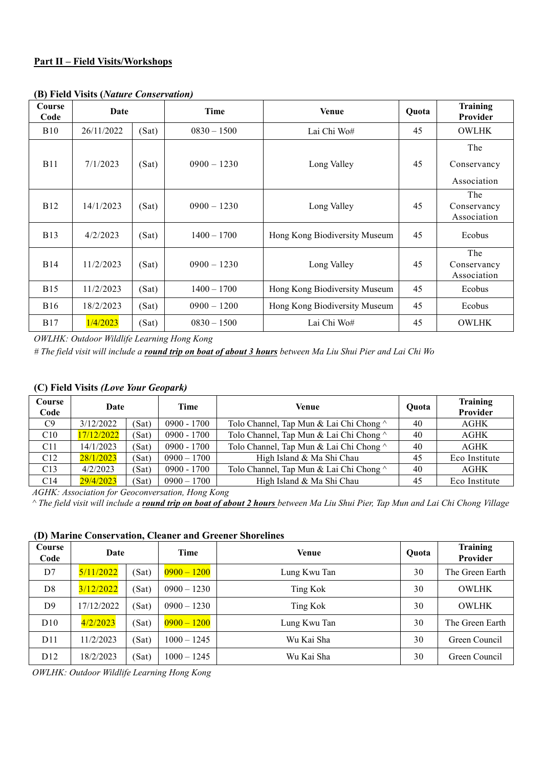**Part II – Field Visits/Workshops**

**(B) Field Visits (*Nature Conservation)***

| Course Code | Date | | Time | Venue | Quota | Training Provider |
|---|---|---|---|---|---|---|
| B10 | 26/11/2022 | (Sat) | 0830 – 1500 | Lai Chi Wo# | 45 | OWLHK |
| B11 | 7/1/2023 | (Sat) | 0900 – 1230 | Long Valley | 45 | The Conservancy Association |
| B12 | 14/1/2023 | (Sat) | 0900 – 1230 | Long Valley | 45 | The Conservancy Association |
| B13 | 4/2/2023 | (Sat) | 1400 – 1700 | Hong Kong Biodiversity Museum | 45 | Ecobus |
| B14 | 11/2/2023 | (Sat) | 0900 – 1230 | Long Valley | 45 | The Conservancy Association |
| B15 | 11/2/2023 | (Sat) | 1400 – 1700 | Hong Kong Biodiversity Museum | 45 | Ecobus |
| B16 | 18/2/2023 | (Sat) | 0900 – 1200 | Hong Kong Biodiversity Museum | 45 | Ecobus |
| B17 | 1/4/2023 | (Sat) | 0830 – 1500 | Lai Chi Wo# | 45 | OWLHK |

*OWLHK: Outdoor Wildlife Learning Hong Kong*

*# The field visit will include a **round trip on boat of about 3 hours** between Ma Liu Shui Pier and Lai Chi Wo*

**(C) Field Visits *(Love Your Geopark)***

| Course Code | Date | | Time | Venue | Quota | Training Provider |
|---|---|---|---|---|---|---|
| C9 | 3/12/2022 | (Sat) | 0900 - 1700 | Tolo Channel, Tap Mun & Lai Chi Chong ^ | 40 | AGHK |
| C10 | 17/12/2022 | (Sat) | 0900 - 1700 | Tolo Channel, Tap Mun & Lai Chi Chong ^ | 40 | AGHK |
| C11 | 14/1/2023 | (Sat) | 0900 - 1700 | Tolo Channel, Tap Mun & Lai Chi Chong ^ | 40 | AGHK |
| C12 | 28/1/2023 | (Sat) | 0900 – 1700 | High Island & Ma Shi Chau | 45 | Eco Institute |
| C13 | 4/2/2023 | (Sat) | 0900 - 1700 | Tolo Channel, Tap Mun & Lai Chi Chong ^ | 40 | AGHK |
| C14 | 29/4/2023 | (Sat) | 0900 – 1700 | High Island & Ma Shi Chau | 45 | Eco Institute |

*AGHK: Association for Geoconversation, Hong Kong*

*^ The field visit will include a **round trip on boat of about 2 hours** between Ma Liu Shui Pier, Tap Mun and Lai Chi Chong Village*

**(D) Marine Conservation, Cleaner and Greener Shorelines**

| Course Code | Date | | Time | Venue | Quota | Training Provider |
|---|---|---|---|---|---|---|
| D7 | 5/11/2022 | (Sat) | 0900 – 1200 | Lung Kwu Tan | 30 | The Green Earth |
| D8 | 3/12/2022 | (Sat) | 0900 – 1230 | Ting Kok | 30 | OWLHK |
| D9 | 17/12/2022 | (Sat) | 0900 – 1230 | Ting Kok | 30 | OWLHK |
| D10 | 4/2/2023 | (Sat) | 0900 – 1200 | Lung Kwu Tan | 30 | The Green Earth |
| D11 | 11/2/2023 | (Sat) | 1000 – 1245 | Wu Kai Sha | 30 | Green Council |
| D12 | 18/2/2023 | (Sat) | 1000 – 1245 | Wu Kai Sha | 30 | Green Council |

*OWLHK: Outdoor Wildlife Learning Hong Kong*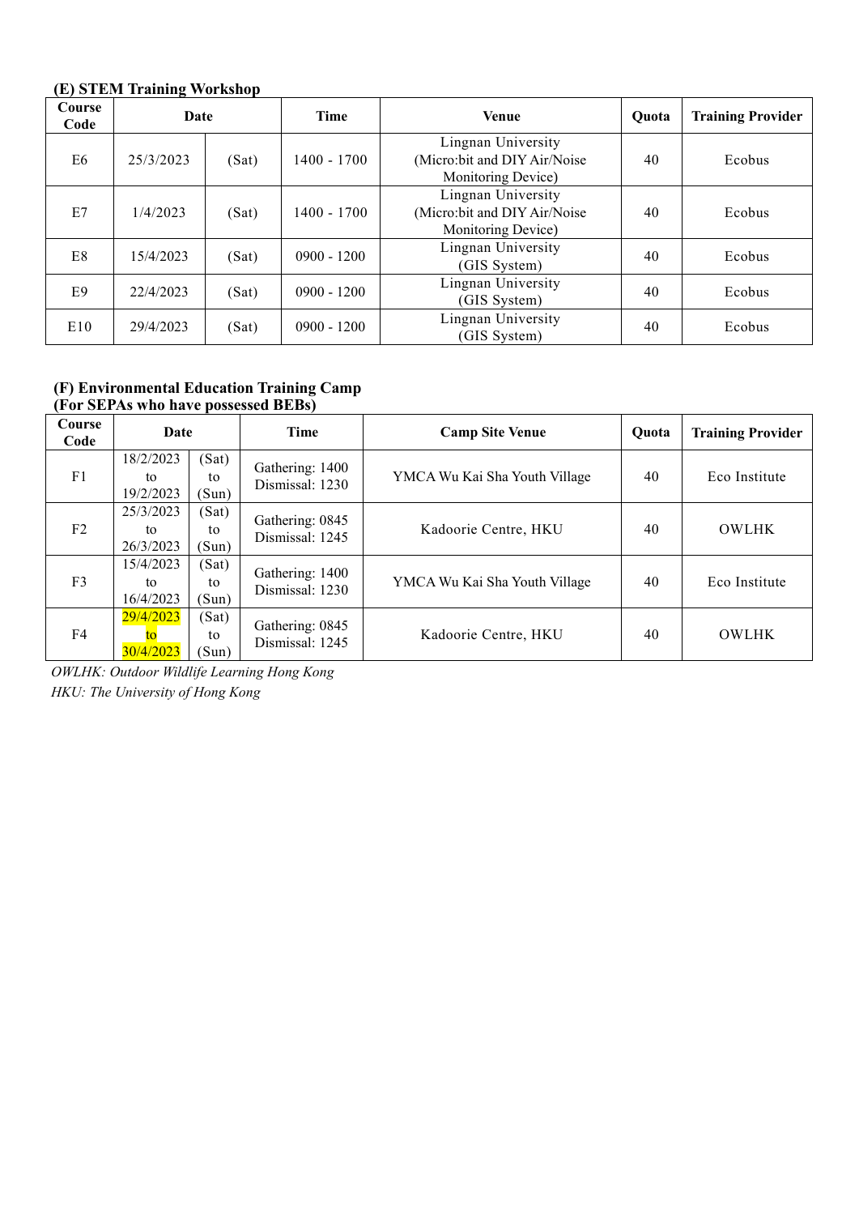**(E) STEM Training Workshop**

| Course Code | Date | | Time | Venue | Quota | Training Provider |
|---|---|---|---|---|---|---|
| E6 | 25/3/2023 | (Sat) | 1400 - 1700 | Lingnan University (Micro:bit and DIY Air/Noise Monitoring Device) | 40 | Ecobus |
| E7 | 1/4/2023 | (Sat) | 1400 - 1700 | Lingnan University (Micro:bit and DIY Air/Noise Monitoring Device) | 40 | Ecobus |
| E8 | 15/4/2023 | (Sat) | 0900 - 1200 | Lingnan University (GIS System) | 40 | Ecobus |
| E9 | 22/4/2023 | (Sat) | 0900 - 1200 | Lingnan University (GIS System) | 40 | Ecobus |
| E10 | 29/4/2023 | (Sat) | 0900 - 1200 | Lingnan University (GIS System) | 40 | Ecobus |

**(F) Environmental Education Training Camp**
**(For SEPAs who have possessed BEBs)**

| Course Code | Date | | Time | Camp Site Venue | Quota | Training Provider |
|---|---|---|---|---|---|---|
| F1 | 18/2/2023 to 19/2/2023 | (Sat) to (Sun) | Gathering: 1400 Dismissal: 1230 | YMCA Wu Kai Sha Youth Village | 40 | Eco Institute |
| F2 | 25/3/2023 to 26/3/2023 | (Sat) to (Sun) | Gathering: 0845 Dismissal: 1245 | Kadoorie Centre, HKU | 40 | OWLHK |
| F3 | 15/4/2023 to 16/4/2023 | (Sat) to (Sun) | Gathering: 1400 Dismissal: 1230 | YMCA Wu Kai Sha Youth Village | 40 | Eco Institute |
| F4 | 29/4/2023 to 30/4/2023 | (Sat) to (Sun) | Gathering: 0845 Dismissal: 1245 | Kadoorie Centre, HKU | 40 | OWLHK |

*OWLHK: Outdoor Wildlife Learning Hong Kong*
*HKU: The University of Hong Kong*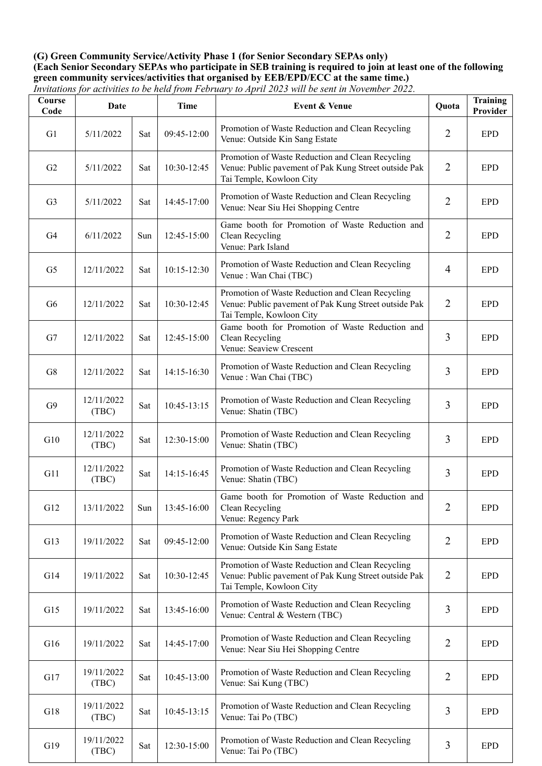**(G) Green Community Service/Activity Phase 1 (for Senior Secondary SEPAs only)**
**(Each Senior Secondary SEPAs who participate in SEB training is required to join at least one of the following green community services/activities that organised by EEB/EPD/ECC at the same time.)**
*Invitations for activities to be held from February to April 2023 will be sent in November 2022.*

| Course Code | Date | | Time | Event & Venue | Quota | Training Provider |
|---|---|---|---|---|---|---|
| G1 | 5/11/2022 | Sat | 09:45-12:00 | Promotion of Waste Reduction and Clean Recycling<br>Venue: Outside Kin Sang Estate | 2 | EPD |
| G2 | 5/11/2022 | Sat | 10:30-12:45 | Promotion of Waste Reduction and Clean Recycling<br>Venue: Public pavement of Pak Kung Street outside Pak Tai Temple, Kowloon City | 2 | EPD |
| G3 | 5/11/2022 | Sat | 14:45-17:00 | Promotion of Waste Reduction and Clean Recycling<br>Venue: Near Siu Hei Shopping Centre | 2 | EPD |
| G4 | 6/11/2022 | Sun | 12:45-15:00 | Game booth for Promotion of Waste Reduction and Clean Recycling<br>Venue: Park Island | 2 | EPD |
| G5 | 12/11/2022 | Sat | 10:15-12:30 | Promotion of Waste Reduction and Clean Recycling<br>Venue : Wan Chai (TBC) | 4 | EPD |
| G6 | 12/11/2022 | Sat | 10:30-12:45 | Promotion of Waste Reduction and Clean Recycling<br>Venue: Public pavement of Pak Kung Street outside Pak Tai Temple, Kowloon City | 2 | EPD |
| G7 | 12/11/2022 | Sat | 12:45-15:00 | Game booth for Promotion of Waste Reduction and Clean Recycling<br>Venue: Seaview Crescent | 3 | EPD |
| G8 | 12/11/2022 | Sat | 14:15-16:30 | Promotion of Waste Reduction and Clean Recycling<br>Venue : Wan Chai (TBC) | 3 | EPD |
| G9 | 12/11/2022 (TBC) | Sat | 10:45-13:15 | Promotion of Waste Reduction and Clean Recycling<br>Venue: Shatin (TBC) | 3 | EPD |
| G10 | 12/11/2022 (TBC) | Sat | 12:30-15:00 | Promotion of Waste Reduction and Clean Recycling<br>Venue: Shatin (TBC) | 3 | EPD |
| G11 | 12/11/2022 (TBC) | Sat | 14:15-16:45 | Promotion of Waste Reduction and Clean Recycling<br>Venue: Shatin (TBC) | 3 | EPD |
| G12 | 13/11/2022 | Sun | 13:45-16:00 | Game booth for Promotion of Waste Reduction and Clean Recycling<br>Venue: Regency Park | 2 | EPD |
| G13 | 19/11/2022 | Sat | 09:45-12:00 | Promotion of Waste Reduction and Clean Recycling<br>Venue: Outside Kin Sang Estate | 2 | EPD |
| G14 | 19/11/2022 | Sat | 10:30-12:45 | Promotion of Waste Reduction and Clean Recycling<br>Venue: Public pavement of Pak Kung Street outside Pak Tai Temple, Kowloon City | 2 | EPD |
| G15 | 19/11/2022 | Sat | 13:45-16:00 | Promotion of Waste Reduction and Clean Recycling<br>Venue: Central & Western (TBC) | 3 | EPD |
| G16 | 19/11/2022 | Sat | 14:45-17:00 | Promotion of Waste Reduction and Clean Recycling<br>Venue: Near Siu Hei Shopping Centre | 2 | EPD |
| G17 | 19/11/2022 (TBC) | Sat | 10:45-13:00 | Promotion of Waste Reduction and Clean Recycling<br>Venue: Sai Kung (TBC) | 2 | EPD |
| G18 | 19/11/2022 (TBC) | Sat | 10:45-13:15 | Promotion of Waste Reduction and Clean Recycling<br>Venue: Tai Po (TBC) | 3 | EPD |
| G19 | 19/11/2022 (TBC) | Sat | 12:30-15:00 | Promotion of Waste Reduction and Clean Recycling<br>Venue: Tai Po (TBC) | 3 | EPD |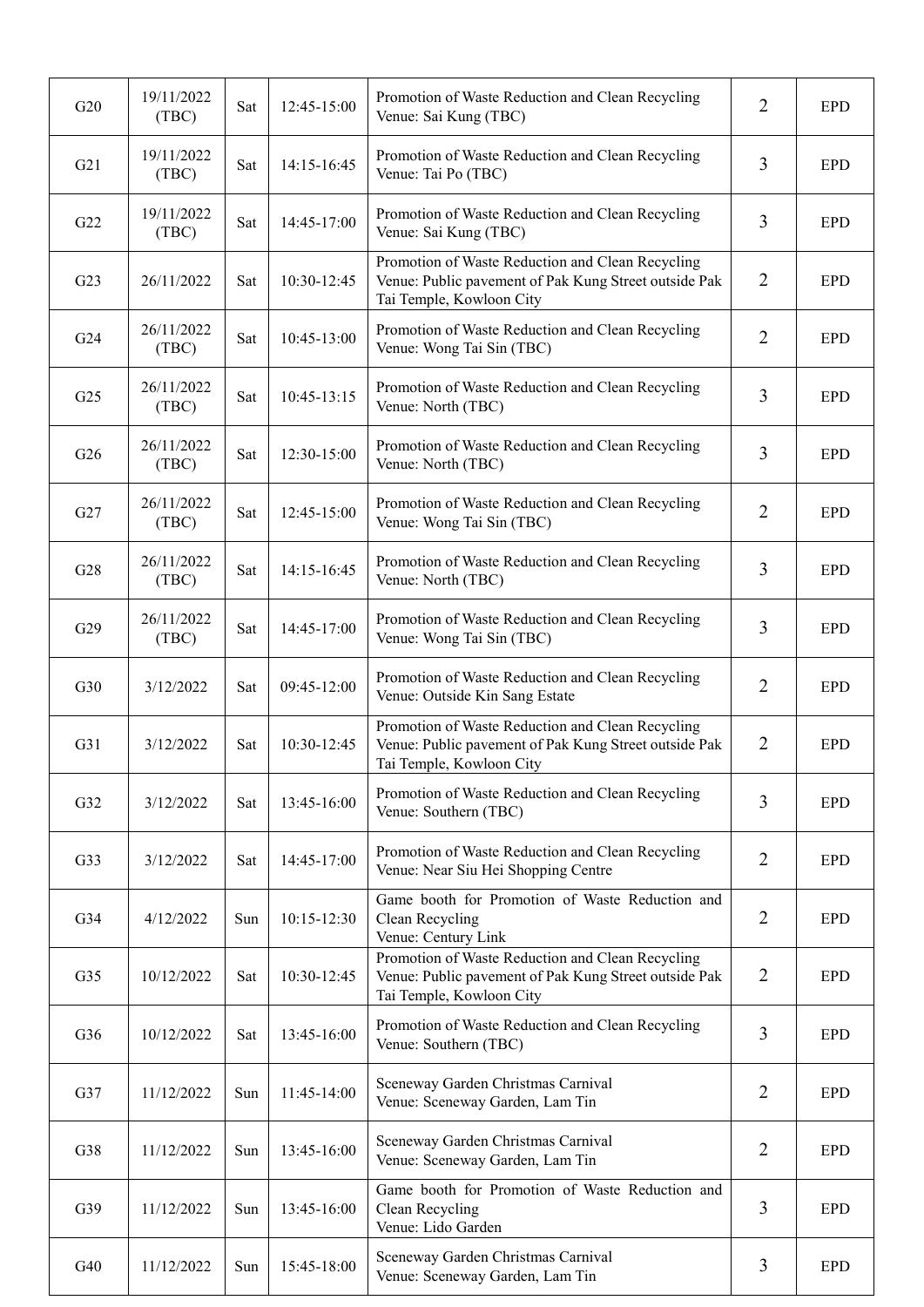| G20 | 19/11/2022 (TBC) | Sat | 12:45-15:00 | Promotion of Waste Reduction and Clean Recycling<br>Venue: Sai Kung (TBC) | 2 | EPD |
|---|---|---|---|---|---|---|
| G21 | 19/11/2022 (TBC) | Sat | 14:15-16:45 | Promotion of Waste Reduction and Clean Recycling<br>Venue: Tai Po (TBC) | 3 | EPD |
| G22 | 19/11/2022 (TBC) | Sat | 14:45-17:00 | Promotion of Waste Reduction and Clean Recycling<br>Venue: Sai Kung (TBC) | 3 | EPD |
| G23 | 26/11/2022 | Sat | 10:30-12:45 | Promotion of Waste Reduction and Clean Recycling<br>Venue: Public pavement of Pak Kung Street outside Pak Tai Temple, Kowloon City | 2 | EPD |
| G24 | 26/11/2022 (TBC) | Sat | 10:45-13:00 | Promotion of Waste Reduction and Clean Recycling<br>Venue: Wong Tai Sin (TBC) | 2 | EPD |
| G25 | 26/11/2022 (TBC) | Sat | 10:45-13:15 | Promotion of Waste Reduction and Clean Recycling<br>Venue: North (TBC) | 3 | EPD |
| G26 | 26/11/2022 (TBC) | Sat | 12:30-15:00 | Promotion of Waste Reduction and Clean Recycling<br>Venue: North (TBC) | 3 | EPD |
| G27 | 26/11/2022 (TBC) | Sat | 12:45-15:00 | Promotion of Waste Reduction and Clean Recycling<br>Venue: Wong Tai Sin (TBC) | 2 | EPD |
| G28 | 26/11/2022 (TBC) | Sat | 14:15-16:45 | Promotion of Waste Reduction and Clean Recycling<br>Venue: North (TBC) | 3 | EPD |
| G29 | 26/11/2022 (TBC) | Sat | 14:45-17:00 | Promotion of Waste Reduction and Clean Recycling<br>Venue: Wong Tai Sin (TBC) | 3 | EPD |
| G30 | 3/12/2022 | Sat | 09:45-12:00 | Promotion of Waste Reduction and Clean Recycling<br>Venue: Outside Kin Sang Estate | 2 | EPD |
| G31 | 3/12/2022 | Sat | 10:30-12:45 | Promotion of Waste Reduction and Clean Recycling<br>Venue: Public pavement of Pak Kung Street outside Pak Tai Temple, Kowloon City | 2 | EPD |
| G32 | 3/12/2022 | Sat | 13:45-16:00 | Promotion of Waste Reduction and Clean Recycling<br>Venue: Southern (TBC) | 3 | EPD |
| G33 | 3/12/2022 | Sat | 14:45-17:00 | Promotion of Waste Reduction and Clean Recycling<br>Venue: Near Siu Hei Shopping Centre | 2 | EPD |
| G34 | 4/12/2022 | Sun | 10:15-12:30 | Game booth for Promotion of Waste Reduction and Clean Recycling<br>Venue: Century Link | 2 | EPD |
| G35 | 10/12/2022 | Sat | 10:30-12:45 | Promotion of Waste Reduction and Clean Recycling<br>Venue: Public pavement of Pak Kung Street outside Pak Tai Temple, Kowloon City | 2 | EPD |
| G36 | 10/12/2022 | Sat | 13:45-16:00 | Promotion of Waste Reduction and Clean Recycling<br>Venue: Southern (TBC) | 3 | EPD |
| G37 | 11/12/2022 | Sun | 11:45-14:00 | Sceneway Garden Christmas Carnival<br>Venue: Sceneway Garden, Lam Tin | 2 | EPD |
| G38 | 11/12/2022 | Sun | 13:45-16:00 | Sceneway Garden Christmas Carnival<br>Venue: Sceneway Garden, Lam Tin | 2 | EPD |
| G39 | 11/12/2022 | Sun | 13:45-16:00 | Game booth for Promotion of Waste Reduction and Clean Recycling<br>Venue: Lido Garden | 3 | EPD |
| G40 | 11/12/2022 | Sun | 15:45-18:00 | Sceneway Garden Christmas Carnival<br>Venue: Sceneway Garden, Lam Tin | 3 | EPD |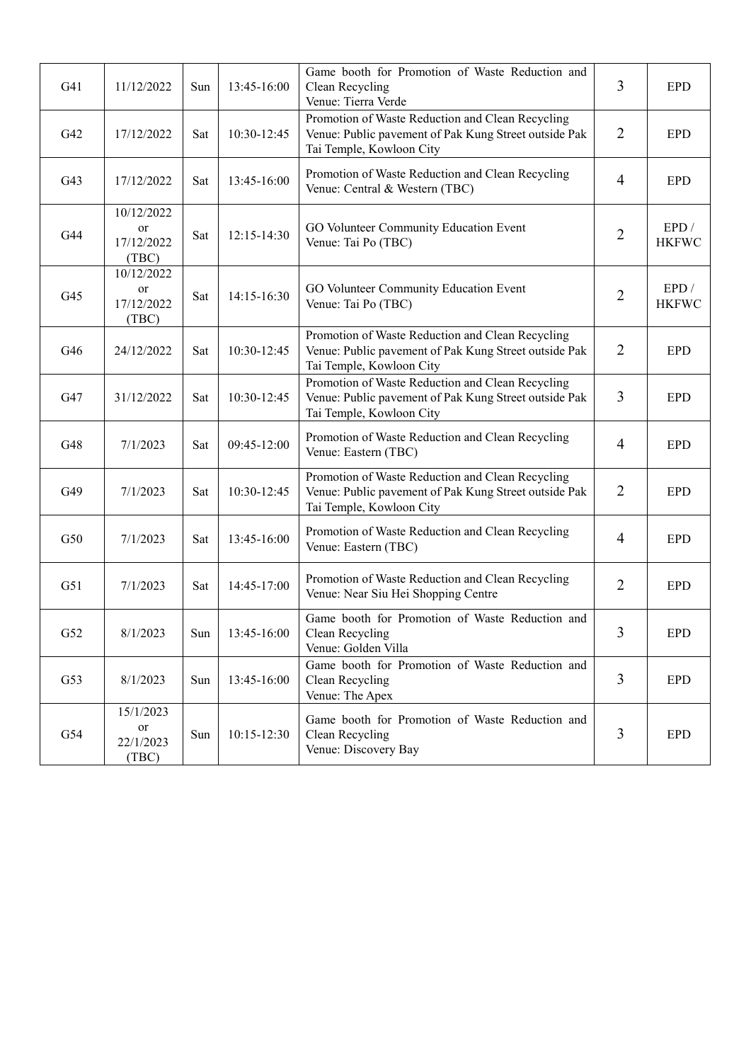| | | | | | | |
|---|---|---|---|---|---|---|
| G41 | 11/12/2022 | Sun | 13:45-16:00 | Game booth for Promotion of Waste Reduction and Clean Recycling<br>Venue: Tierra Verde | 3 | EPD |
| G42 | 17/12/2022 | Sat | 10:30-12:45 | Promotion of Waste Reduction and Clean Recycling<br>Venue: Public pavement of Pak Kung Street outside Pak Tai Temple, Kowloon City | 2 | EPD |
| G43 | 17/12/2022 | Sat | 13:45-16:00 | Promotion of Waste Reduction and Clean Recycling<br>Venue: Central & Western (TBC) | 4 | EPD |
| G44 | 10/12/2022 or 17/12/2022 (TBC) | Sat | 12:15-14:30 | GO Volunteer Community Education Event<br>Venue: Tai Po (TBC) | 2 | EPD / HKFWC |
| G45 | 10/12/2022 or 17/12/2022 (TBC) | Sat | 14:15-16:30 | GO Volunteer Community Education Event<br>Venue: Tai Po (TBC) | 2 | EPD / HKFWC |
| G46 | 24/12/2022 | Sat | 10:30-12:45 | Promotion of Waste Reduction and Clean Recycling<br>Venue: Public pavement of Pak Kung Street outside Pak Tai Temple, Kowloon City | 2 | EPD |
| G47 | 31/12/2022 | Sat | 10:30-12:45 | Promotion of Waste Reduction and Clean Recycling<br>Venue: Public pavement of Pak Kung Street outside Pak Tai Temple, Kowloon City | 3 | EPD |
| G48 | 7/1/2023 | Sat | 09:45-12:00 | Promotion of Waste Reduction and Clean Recycling<br>Venue: Eastern (TBC) | 4 | EPD |
| G49 | 7/1/2023 | Sat | 10:30-12:45 | Promotion of Waste Reduction and Clean Recycling<br>Venue: Public pavement of Pak Kung Street outside Pak Tai Temple, Kowloon City | 2 | EPD |
| G50 | 7/1/2023 | Sat | 13:45-16:00 | Promotion of Waste Reduction and Clean Recycling<br>Venue: Eastern (TBC) | 4 | EPD |
| G51 | 7/1/2023 | Sat | 14:45-17:00 | Promotion of Waste Reduction and Clean Recycling<br>Venue: Near Siu Hei Shopping Centre | 2 | EPD |
| G52 | 8/1/2023 | Sun | 13:45-16:00 | Game booth for Promotion of Waste Reduction and Clean Recycling<br>Venue: Golden Villa | 3 | EPD |
| G53 | 8/1/2023 | Sun | 13:45-16:00 | Game booth for Promotion of Waste Reduction and Clean Recycling<br>Venue: The Apex | 3 | EPD |
| G54 | 15/1/2023 or 22/1/2023 (TBC) | Sun | 10:15-12:30 | Game booth for Promotion of Waste Reduction and Clean Recycling<br>Venue: Discovery Bay | 3 | EPD |